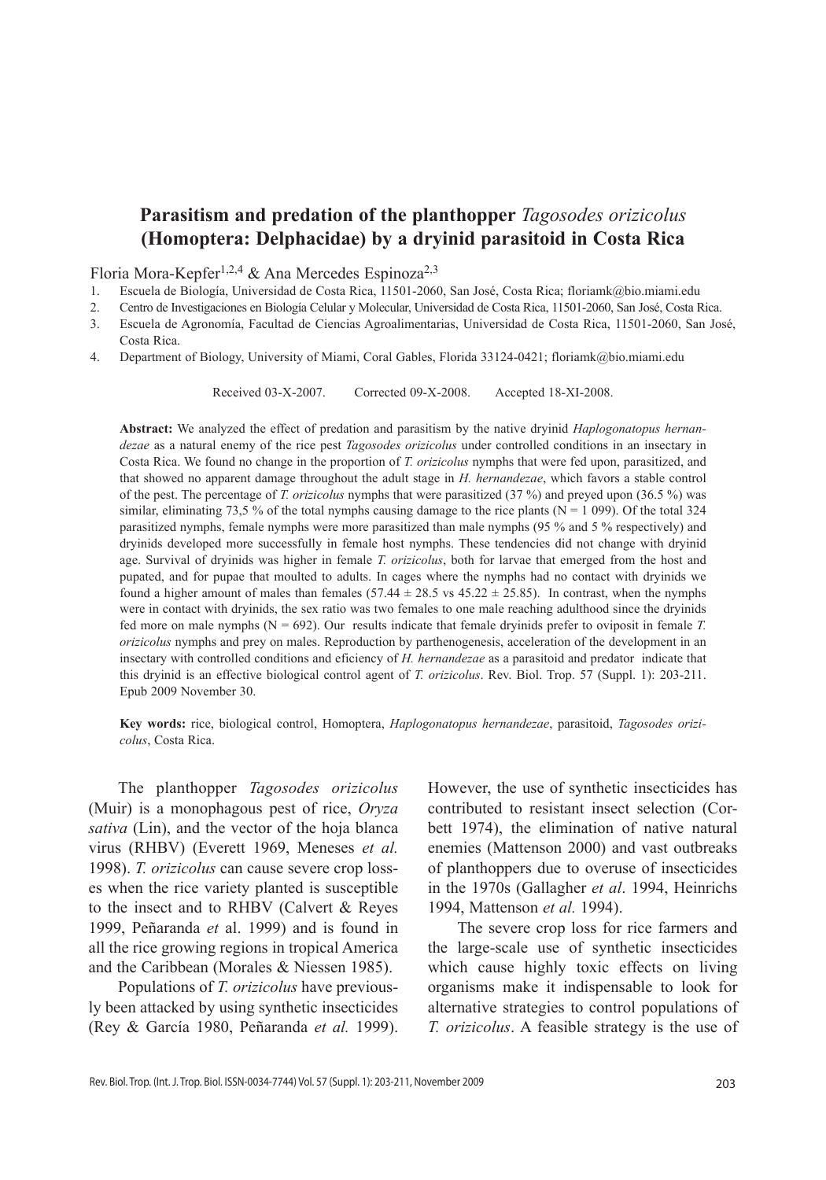# Parasitism and predation of the planthopper *Tagosodes orizicolus* (Homoptera: Delphacidae) by a dryinid parasitoid in Costa Rica

Floria Mora-Kepfer[1,2,4] & Ana Mercedes Espinoza[2,3]

1. Escuela de Biología, Universidad de Costa Rica, 11501-2060, San José, Costa Rica; floriamk@bio.miami.edu
2. Centro de Investigaciones en Biología Celular y Molecular, Universidad de Costa Rica, 11501-2060, San José, Costa Rica.
3. Escuela de Agronomía, Facultad de Ciencias Agroalimentarias, Universidad de Costa Rica, 11501-2060, San José, Costa Rica.
4. Department of Biology, University of Miami, Coral Gables, Florida 33124-0421; floriamk@bio.miami.edu

Received 03-X-2007. Corrected 09-X-2008. Accepted 18-XI-2008.

**Abstract:** We analyzed the effect of predation and parasitism by the native dryinid *Haplogonatopus hernandezae* as a natural enemy of the rice pest *Tagosodes orizicolus* under controlled conditions in an insectary in Costa Rica. We found no change in the proportion of *T. orizicolus* nymphs that were fed upon, parasitized, and that showed no apparent damage throughout the adult stage in *H. hernandezae*, which favors a stable control of the pest. The percentage of *T. orizicolus* nymphs that were parasitized (37 %) and preyed upon (36.5 %) was similar, eliminating 73,5 % of the total nymphs causing damage to the rice plants (N = 1 099). Of the total 324 parasitized nymphs, female nymphs were more parasitized than male nymphs (95 % and 5 % respectively) and dryinids developed more successfully in female host nymphs. These tendencies did not change with dryinid age. Survival of dryinids was higher in female *T. orizicolus*, both for larvae that emerged from the host and pupated, and for pupae that moulted to adults. In cages where the nymphs had no contact with dryinids we found a higher amount of males than females (57.44 ± 28.5 vs 45.22 ± 25.85). In contrast, when the nymphs were in contact with dryinids, the sex ratio was two females to one male reaching adulthood since the dryinids fed more on male nymphs (N = 692). Our results indicate that female dryinids prefer to oviposit in female *T. orizicolus* nymphs and prey on males. Reproduction by parthenogenesis, acceleration of the development in an insectary with controlled conditions and eficiency of *H. hernandezae* as a parasitoid and predator indicate that this dryinid is an effective biological control agent of *T. orizicolus*. Rev. Biol. Trop. 57 (Suppl. 1): 203-211. Epub 2009 November 30.

**Key words:** rice, biological control, Homoptera, *Haplogonatopus hernandezae*, parasitoid, *Tagosodes orizicolus*, Costa Rica.

The planthopper *Tagosodes orizicolus* (Muir) is a monophagous pest of rice, *Oryza sativa* (Lin), and the vector of the hoja blanca virus (RHBV) (Everett 1969, Meneses *et al.* 1998). *T. orizicolus* can cause severe crop losses when the rice variety planted is susceptible to the insect and to RHBV (Calvert & Reyes 1999, Peñaranda *et* al. 1999) and is found in all the rice growing regions in tropical America and the Caribbean (Morales & Niessen 1985).

Populations of *T. orizicolus* have previously been attacked by using synthetic insecticides (Rey & García 1980, Peñaranda *et al.* 1999). However, the use of synthetic insecticides has contributed to resistant insect selection (Corbett 1974), the elimination of native natural enemies (Mattenson 2000) and vast outbreaks of planthoppers due to overuse of insecticides in the 1970s (Gallagher *et al*. 1994, Heinrichs 1994, Mattenson *et al.* 1994).

The severe crop loss for rice farmers and the large-scale use of synthetic insecticides which cause highly toxic effects on living organisms make it indispensable to look for alternative strategies to control populations of *T. orizicolus*. A feasible strategy is the use of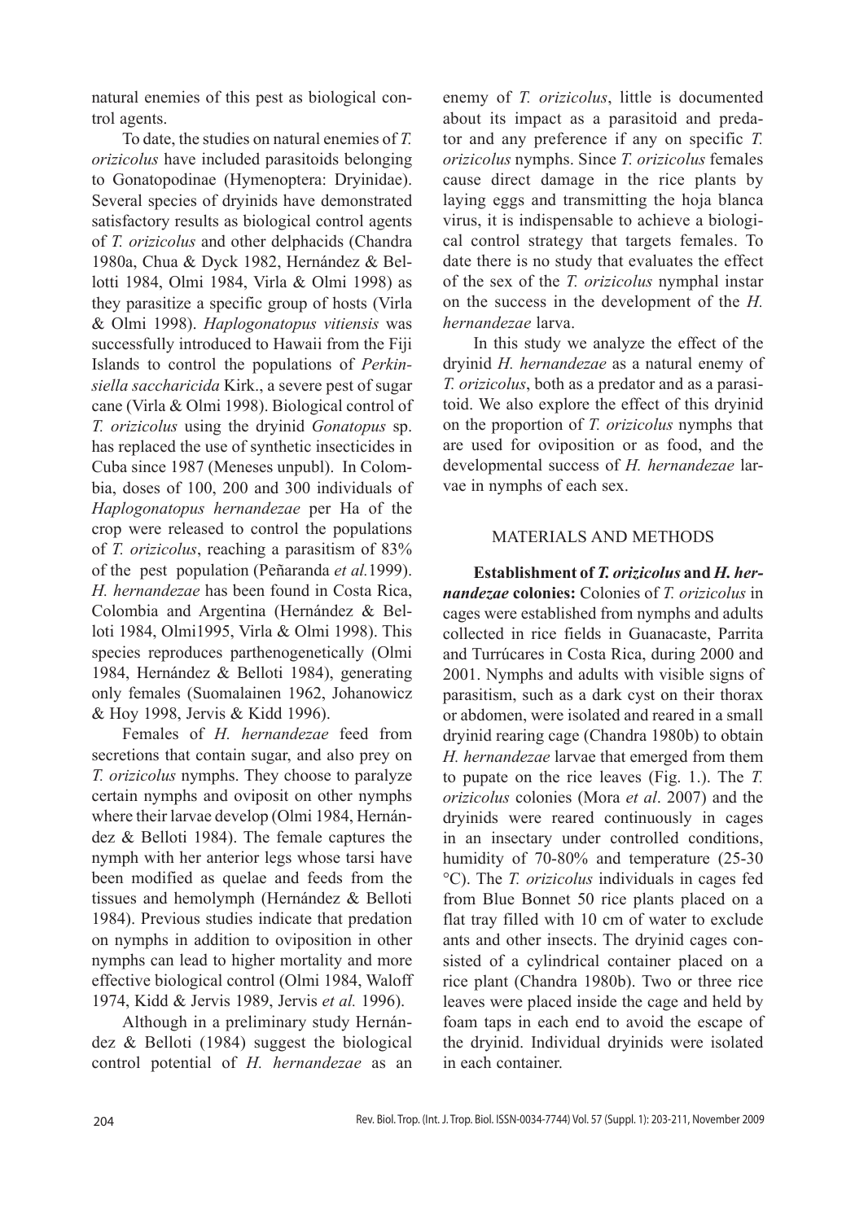natural enemies of this pest as biological control agents.

To date, the studies on natural enemies of *T. orizicolus* have included parasitoids belonging to Gonatopodinae (Hymenoptera: Dryinidae). Several species of dryinids have demonstrated satisfactory results as biological control agents of *T. orizicolus* and other delphacids (Chandra 1980a, Chua & Dyck 1982, Hernández & Bellotti 1984, Olmi 1984, Virla & Olmi 1998) as they parasitize a specific group of hosts (Virla & Olmi 1998). *Haplogonatopus vitiensis* was successfully introduced to Hawaii from the Fiji Islands to control the populations of *Perkinsiella saccharicida* Kirk., a severe pest of sugar cane (Virla & Olmi 1998). Biological control of *T. orizicolus* using the dryinid *Gonatopus* sp. has replaced the use of synthetic insecticides in Cuba since 1987 (Meneses unpubl). In Colombia, doses of 100, 200 and 300 individuals of *Haplogonatopus hernandezae* per Ha of the crop were released to control the populations of *T. orizicolus*, reaching a parasitism of 83% of the pest population (Peñaranda *et al.*1999). *H. hernandezae* has been found in Costa Rica, Colombia and Argentina (Hernández & Belloti 1984, Olmi1995, Virla & Olmi 1998). This species reproduces parthenogenetically (Olmi 1984, Hernández & Belloti 1984), generating only females (Suomalainen 1962, Johanowicz & Hoy 1998, Jervis & Kidd 1996).

Females of *H. hernandezae* feed from secretions that contain sugar, and also prey on *T. orizicolus* nymphs. They choose to paralyze certain nymphs and oviposit on other nymphs where their larvae develop (Olmi 1984, Hernández & Belloti 1984). The female captures the nymph with her anterior legs whose tarsi have been modified as quelae and feeds from the tissues and hemolymph (Hernández & Belloti 1984). Previous studies indicate that predation on nymphs in addition to oviposition in other nymphs can lead to higher mortality and more effective biological control (Olmi 1984, Waloff 1974, Kidd & Jervis 1989, Jervis *et al.* 1996).

Although in a preliminary study Hernández & Belloti (1984) suggest the biological control potential of *H. hernandezae* as an enemy of *T. orizicolus*, little is documented about its impact as a parasitoid and predator and any preference if any on specific *T. orizicolus* nymphs. Since *T. orizicolus* females cause direct damage in the rice plants by laying eggs and transmitting the hoja blanca virus, it is indispensable to achieve a biological control strategy that targets females. To date there is no study that evaluates the effect of the sex of the *T. orizicolus* nymphal instar on the success in the development of the *H. hernandezae* larva.

In this study we analyze the effect of the dryinid *H. hernandezae* as a natural enemy of *T. orizicolus*, both as a predator and as a parasitoid. We also explore the effect of this dryinid on the proportion of *T. orizicolus* nymphs that are used for oviposition or as food, and the developmental success of *H. hernandezae* larvae in nymphs of each sex.

## MATERIALS AND METHODS

**Establishment of *T. orizicolus* and *H. hernandezae* colonies:** Colonies of *T. orizicolus* in cages were established from nymphs and adults collected in rice fields in Guanacaste, Parrita and Turrúcares in Costa Rica, during 2000 and 2001. Nymphs and adults with visible signs of parasitism, such as a dark cyst on their thorax or abdomen, were isolated and reared in a small dryinid rearing cage (Chandra 1980b) to obtain *H. hernandezae* larvae that emerged from them to pupate on the rice leaves (Fig. 1.). The *T. orizicolus* colonies (Mora *et al*. 2007) and the dryinids were reared continuously in cages in an insectary under controlled conditions, humidity of 70-80% and temperature (25-30 °C). The *T. orizicolus* individuals in cages fed from Blue Bonnet 50 rice plants placed on a flat tray filled with 10 cm of water to exclude ants and other insects. The dryinid cages consisted of a cylindrical container placed on a rice plant (Chandra 1980b). Two or three rice leaves were placed inside the cage and held by foam taps in each end to avoid the escape of the dryinid. Individual dryinids were isolated in each container.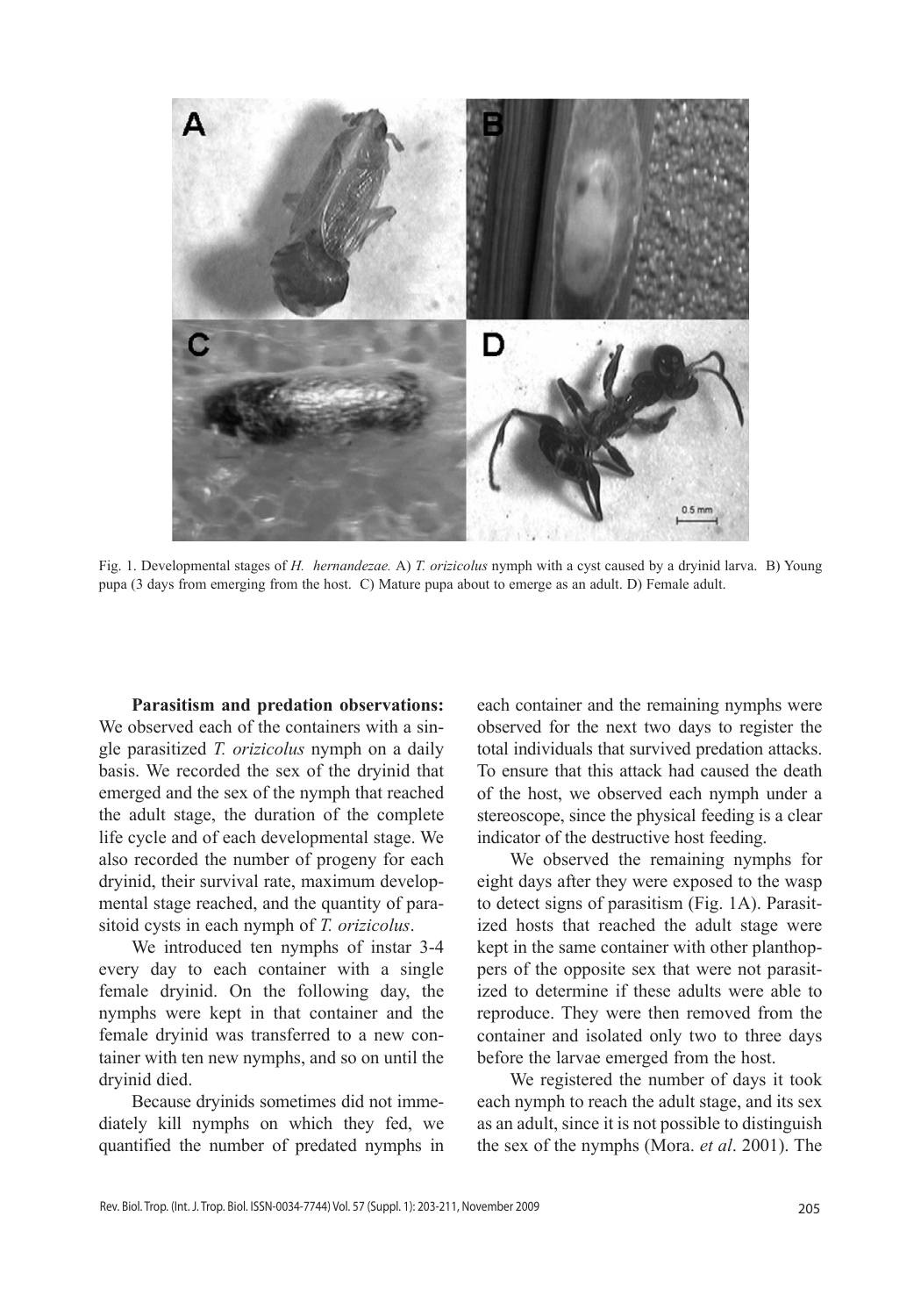Fig. 1. Developmental stages of *H. hernandezae.* A) *T. orizicolus* nymph with a cyst caused by a dryinid larva. B) Young pupa (3 days from emerging from the host. C) Mature pupa about to emerge as an adult. D) Female adult.

**Parasitism and predation observations:** We observed each of the containers with a single parasitized *T. orizicolus* nymph on a daily basis. We recorded the sex of the dryinid that emerged and the sex of the nymph that reached the adult stage, the duration of the complete life cycle and of each developmental stage. We also recorded the number of progeny for each dryinid, their survival rate, maximum developmental stage reached, and the quantity of parasitoid cysts in each nymph of *T. orizicolus*.

We introduced ten nymphs of instar 3-4 every day to each container with a single female dryinid. On the following day, the nymphs were kept in that container and the female dryinid was transferred to a new container with ten new nymphs, and so on until the dryinid died.

Because dryinids sometimes did not immediately kill nymphs on which they fed, we quantified the number of predated nymphs in each container and the remaining nymphs were observed for the next two days to register the total individuals that survived predation attacks. To ensure that this attack had caused the death of the host, we observed each nymph under a stereoscope, since the physical feeding is a clear indicator of the destructive host feeding.

We observed the remaining nymphs for eight days after they were exposed to the wasp to detect signs of parasitism (Fig. 1A). Parasitized hosts that reached the adult stage were kept in the same container with other planthoppers of the opposite sex that were not parasitized to determine if these adults were able to reproduce. They were then removed from the container and isolated only two to three days before the larvae emerged from the host.

We registered the number of days it took each nymph to reach the adult stage, and its sex as an adult, since it is not possible to distinguish the sex of the nymphs (Mora. *et al*. 2001). The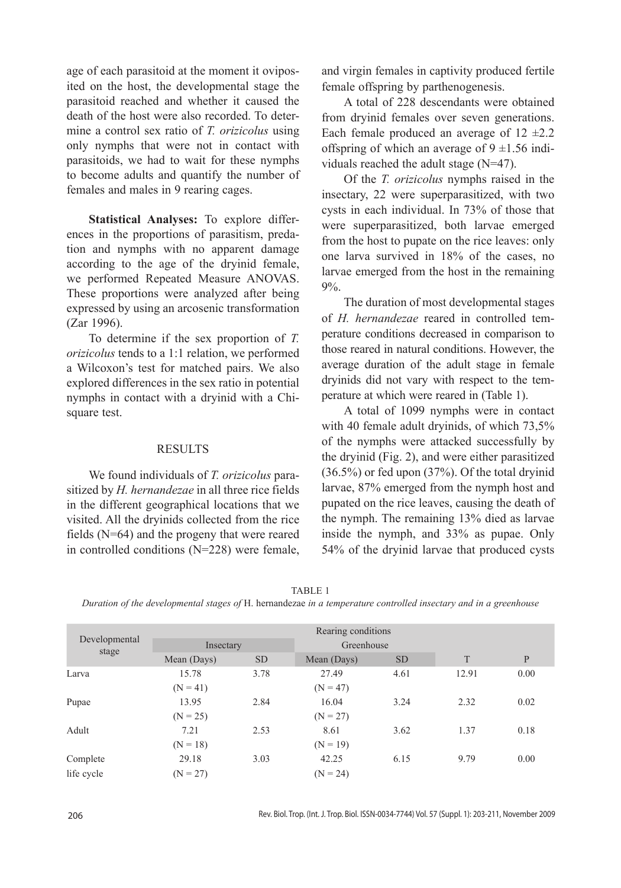age of each parasitoid at the moment it oviposited on the host, the developmental stage the parasitoid reached and whether it caused the death of the host were also recorded. To determine a control sex ratio of *T. orizicolus* using only nymphs that were not in contact with parasitoids, we had to wait for these nymphs to become adults and quantify the number of females and males in 9 rearing cages.

**Statistical Analyses:** To explore differences in the proportions of parasitism, predation and nymphs with no apparent damage according to the age of the dryinid female, we performed Repeated Measure ANOVAS. These proportions were analyzed after being expressed by using an arcosenic transformation (Zar 1996).

To determine if the sex proportion of *T. orizicolus* tends to a 1:1 relation, we performed a Wilcoxon's test for matched pairs. We also explored differences in the sex ratio in potential nymphs in contact with a dryinid with a Chi-square test.

## RESULTS

We found individuals of *T. orizicolus* parasitized by *H. hernandezae* in all three rice fields in the different geographical locations that we visited. All the dryinids collected from the rice fields (N=64) and the progeny that were reared in controlled conditions (N=228) were female, and virgin females in captivity produced fertile female offspring by parthenogenesis.

A total of 228 descendants were obtained from dryinid females over seven generations. Each female produced an average of 12 ±2.2 offspring of which an average of 9 ±1.56 individuals reached the adult stage (N=47).

Of the *T. orizicolus* nymphs raised in the insectary, 22 were superparasitized, with two cysts in each individual. In 73% of those that were superparasitized, both larvae emerged from the host to pupate on the rice leaves: only one larva survived in 18% of the cases, no larvae emerged from the host in the remaining 9%.

The duration of most developmental stages of *H. hernandezae* reared in controlled temperature conditions decreased in comparison to those reared in natural conditions. However, the average duration of the adult stage in female dryinids did not vary with respect to the temperature at which were reared in (Table 1).

A total of 1099 nymphs were in contact with 40 female adult dryinids, of which 73,5% of the nymphs were attacked successfully by the dryinid (Fig. 2), and were either parasitized (36.5%) or fed upon (37%). Of the total dryinid larvae, 87% emerged from the nymph host and pupated on the rice leaves, causing the death of the nymph. The remaining 13% died as larvae inside the nymph, and 33% as pupae. Only 54% of the dryinid larvae that produced cysts

TABLE 1

*Duration of the developmental stages of* H. hernandezae *in a temperature controlled insectary and in a greenhouse*

| Developmental stage | Rearing conditions | | | | | |
|---|---|---|---|---|---|---|
| | Insectary | | Greenhouse | | | |
| | Mean (Days) | SD | Mean (Days) | SD | T | P |
| Larva | 15.78 (N = 41) | 3.78 | 27.49 (N = 47) | 4.61 | 12.91 | 0.00 |
| Pupae | 13.95 (N = 25) | 2.84 | 16.04 (N = 27) | 3.24 | 2.32 | 0.02 |
| Adult | 7.21 (N = 18) | 2.53 | 8.61 (N = 19) | 3.62 | 1.37 | 0.18 |
| Complete life cycle | 29.18 (N = 27) | 3.03 | 42.25 (N = 24) | 6.15 | 9.79 | 0.00 |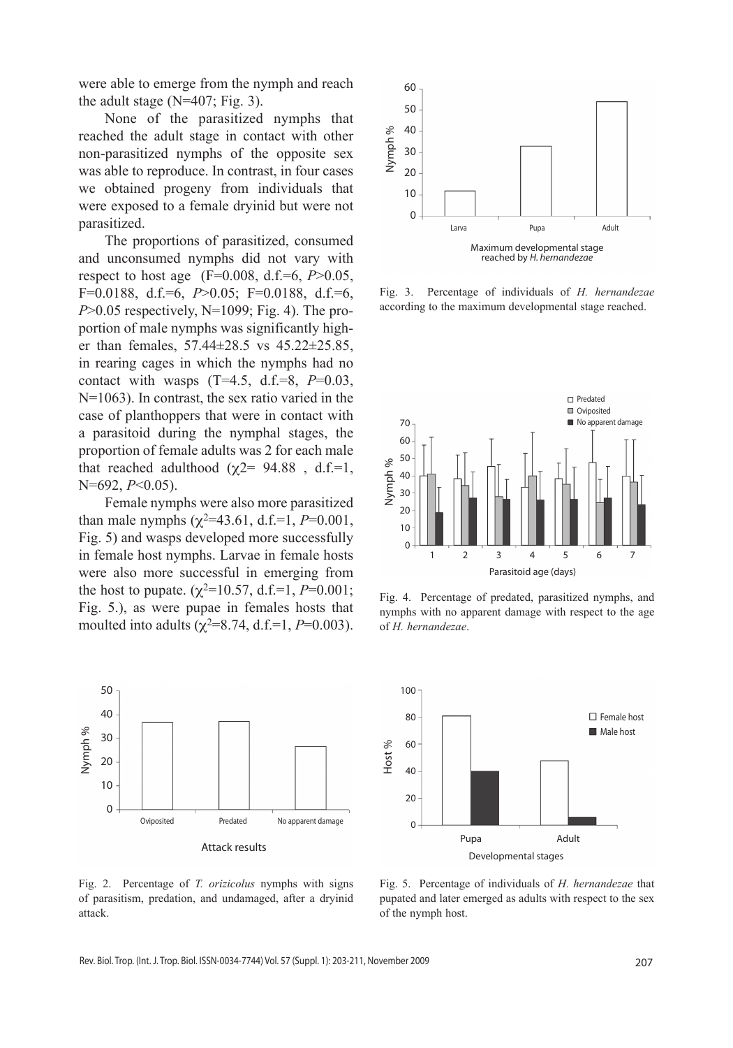were able to emerge from the nymph and reach the adult stage (N=407; Fig. 3).

None of the parasitized nymphs that reached the adult stage in contact with other non-parasitized nymphs of the opposite sex was able to reproduce. In contrast, in four cases we obtained progeny from individuals that were exposed to a female dryinid but were not parasitized.

The proportions of parasitized, consumed and unconsumed nymphs did not vary with respect to host age (F=0.008, d.f.=6, $P>0.05$, F=0.0188, d.f.=6, $P>0.05$; F=0.0188, d.f.=6, $P>0.05$ respectively, N=1099; Fig. 4). The proportion of male nymphs was significantly higher than females, 57.44±28.5 vs 45.22±25.85, in rearing cages in which the nymphs had no contact with wasps (T=4.5, d.f.=8, $P=0.03$, N=1063). In contrast, the sex ratio varied in the case of planthoppers that were in contact with a parasitoid during the nymphal stages, the proportion of female adults was 2 for each male that reached adulthood ($\chi^2$= 94.88 , d.f.=1, N=692, $P<0.05$).

Female nymphs were also more parasitized than male nymphs ($\chi^2$=43.61, d.f.=1, $P=0.001$, Fig. 5) and wasps developed more successfully in female host nymphs. Larvae in female hosts were also more successful in emerging from the host to pupate. ($\chi^2$=10.57, d.f.=1, $P=0.001$; Fig. 5.), as were pupae in females hosts that moulted into adults ($\chi^2$=8.74, d.f.=1, $P=0.003$).

Fig. 3. Percentage of individuals of *H. hernandezae* according to the maximum developmental stage reached.

Fig. 4. Percentage of predated, parasitized nymphs, and nymphs with no apparent damage with respect to the age of *H. hernandezae*.

Fig. 2. Percentage of *T. orizicolus* nymphs with signs of parasitism, predation, and undamaged, after a dryinid attack.

Fig. 5. Percentage of individuals of *H. hernandezae* that pupated and later emerged as adults with respect to the sex of the nymph host.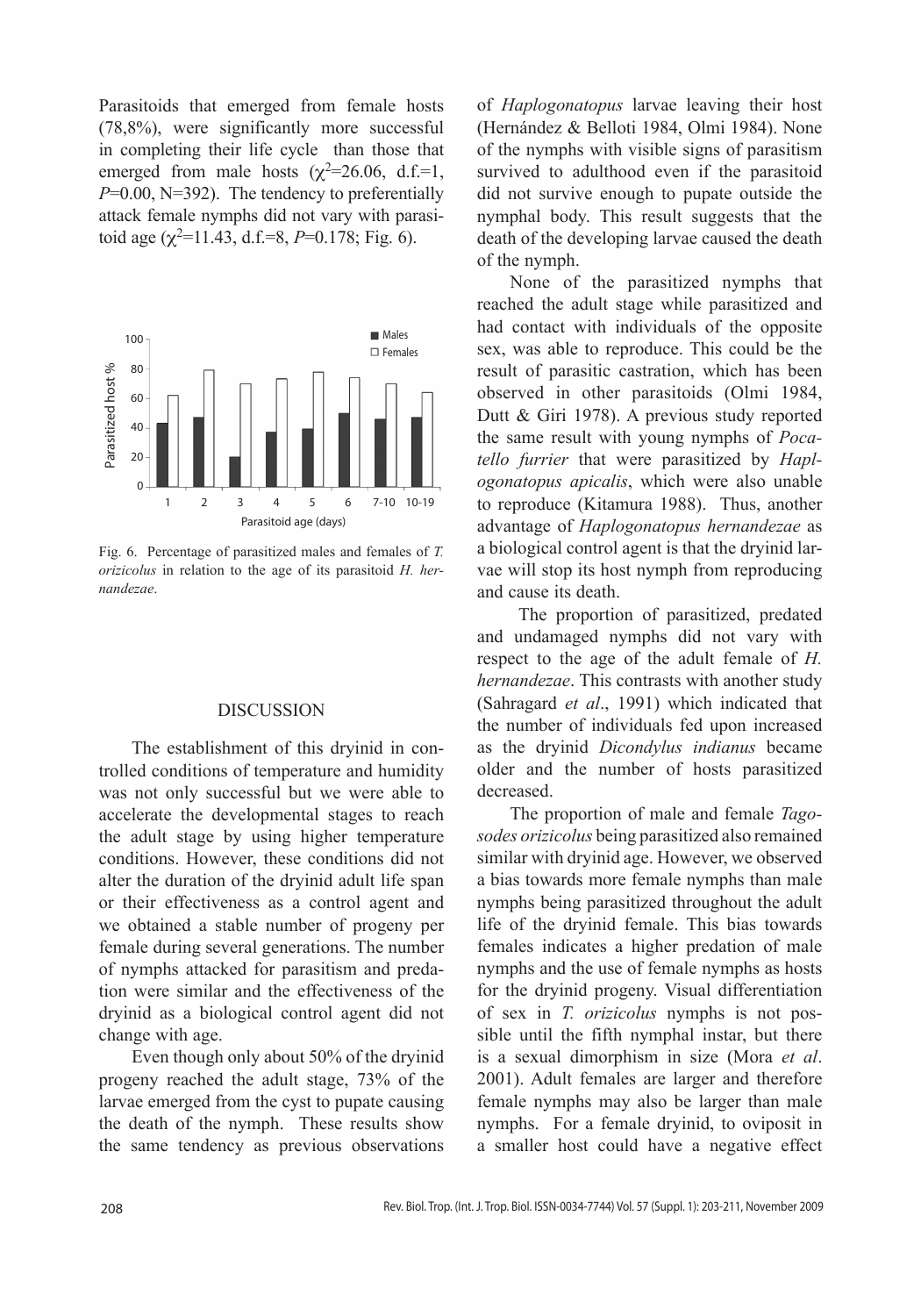Parasitoids that emerged from female hosts (78,8%), were significantly more successful in completing their life cycle than those that emerged from male hosts ($\chi^2$=26.06, d.f.=1, *P*=0.00, N=392). The tendency to preferentially attack female nymphs did not vary with parasitoid age ($\chi^2$=11.43, d.f.=8, *P*=0.178; Fig. 6).

Fig. 6. Percentage of parasitized males and females of *T. orizicolus* in relation to the age of its parasitoid *H. hernandezae*.

## DISCUSSION

The establishment of this dryinid in controlled conditions of temperature and humidity was not only successful but we were able to accelerate the developmental stages to reach the adult stage by using higher temperature conditions. However, these conditions did not alter the duration of the dryinid adult life span or their effectiveness as a control agent and we obtained a stable number of progeny per female during several generations. The number of nymphs attacked for parasitism and predation were similar and the effectiveness of the dryinid as a biological control agent did not change with age.

Even though only about 50% of the dryinid progeny reached the adult stage, 73% of the larvae emerged from the cyst to pupate causing the death of the nymph. These results show the same tendency as previous observations of *Haplogonatopus* larvae leaving their host (Hernández & Belloti 1984, Olmi 1984). None of the nymphs with visible signs of parasitism survived to adulthood even if the parasitoid did not survive enough to pupate outside the nymphal body. This result suggests that the death of the developing larvae caused the death of the nymph.

None of the parasitized nymphs that reached the adult stage while parasitized and had contact with individuals of the opposite sex, was able to reproduce. This could be the result of parasitic castration, which has been observed in other parasitoids (Olmi 1984, Dutt & Giri 1978). A previous study reported the same result with young nymphs of *Pocatello furrier* that were parasitized by *Haplogonatopus apicalis*, which were also unable to reproduce (Kitamura 1988). Thus, another advantage of *Haplogonatopus hernandezae* as a biological control agent is that the dryinid larvae will stop its host nymph from reproducing and cause its death.

The proportion of parasitized, predated and undamaged nymphs did not vary with respect to the age of the adult female of *H. hernandezae*. This contrasts with another study (Sahragard *et al*., 1991) which indicated that the number of individuals fed upon increased as the dryinid *Dicondylus indianus* became older and the number of hosts parasitized decreased.

The proportion of male and female *Tagosodes orizicolus* being parasitized also remained similar with dryinid age. However, we observed a bias towards more female nymphs than male nymphs being parasitized throughout the adult life of the dryinid female. This bias towards females indicates a higher predation of male nymphs and the use of female nymphs as hosts for the dryinid progeny. Visual differentiation of sex in *T. orizicolus* nymphs is not possible until the fifth nymphal instar, but there is a sexual dimorphism in size (Mora *et al*. 2001). Adult females are larger and therefore female nymphs may also be larger than male nymphs. For a female dryinid, to oviposit in a smaller host could have a negative effect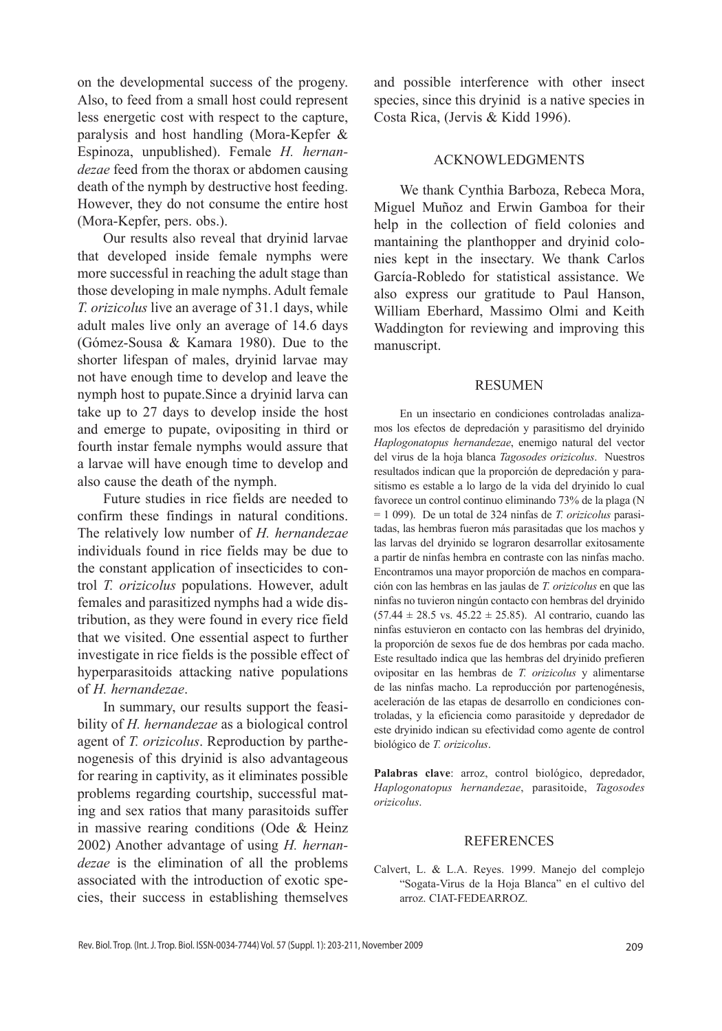on the developmental success of the progeny. Also, to feed from a small host could represent less energetic cost with respect to the capture, paralysis and host handling (Mora-Kepfer & Espinoza, unpublished). Female *H. hernandezae* feed from the thorax or abdomen causing death of the nymph by destructive host feeding. However, they do not consume the entire host (Mora-Kepfer, pers. obs.).

Our results also reveal that dryinid larvae that developed inside female nymphs were more successful in reaching the adult stage than those developing in male nymphs. Adult female *T. orizicolus* live an average of 31.1 days, while adult males live only an average of 14.6 days (Gómez-Sousa & Kamara 1980). Due to the shorter lifespan of males, dryinid larvae may not have enough time to develop and leave the nymph host to pupate.Since a dryinid larva can take up to 27 days to develop inside the host and emerge to pupate, ovipositing in third or fourth instar female nymphs would assure that a larvae will have enough time to develop and also cause the death of the nymph.

Future studies in rice fields are needed to confirm these findings in natural conditions. The relatively low number of *H. hernandezae* individuals found in rice fields may be due to the constant application of insecticides to control *T. orizicolus* populations. However, adult females and parasitized nymphs had a wide distribution, as they were found in every rice field that we visited. One essential aspect to further investigate in rice fields is the possible effect of hyperparasitoids attacking native populations of *H. hernandezae*.

In summary, our results support the feasibility of *H. hernandezae* as a biological control agent of *T. orizicolus*. Reproduction by parthenogenesis of this dryinid is also advantageous for rearing in captivity, as it eliminates possible problems regarding courtship, successful mating and sex ratios that many parasitoids suffer in massive rearing conditions (Ode & Heinz 2002) Another advantage of using *H. hernandezae* is the elimination of all the problems associated with the introduction of exotic species, their success in establishing themselves and possible interference with other insect species, since this dryinid is a native species in Costa Rica, (Jervis & Kidd 1996).

## ACKNOWLEDGMENTS

We thank Cynthia Barboza, Rebeca Mora, Miguel Muñoz and Erwin Gamboa for their help in the collection of field colonies and mantaining the planthopper and dryinid colonies kept in the insectary. We thank Carlos García-Robledo for statistical assistance. We also express our gratitude to Paul Hanson, William Eberhard, Massimo Olmi and Keith Waddington for reviewing and improving this manuscript.

## RESUMEN

En un insectario en condiciones controladas analizamos los efectos de depredación y parasitismo del dryinido *Haplogonatopus hernandezae*, enemigo natural del vector del virus de la hoja blanca *Tagosodes orizicolus*. Nuestros resultados indican que la proporción de depredación y parasitismo es estable a lo largo de la vida del dryinido lo cual favorece un control continuo eliminando 73% de la plaga (N = 1 099). De un total de 324 ninfas de *T. orizicolus* parasitadas, las hembras fueron más parasitadas que los machos y las larvas del dryinido se lograron desarrollar exitosamente a partir de ninfas hembra en contraste con las ninfas macho. Encontramos una mayor proporción de machos en comparación con las hembras en las jaulas de *T. orizicolus* en que las ninfas no tuvieron ningún contacto con hembras del dryinido ($57.44 \pm 28.5$ vs. $45.22 \pm 25.85$). Al contrario, cuando las ninfas estuvieron en contacto con las hembras del dryinido, la proporción de sexos fue de dos hembras por cada macho. Este resultado indica que las hembras del dryinido prefieren ovipositar en las hembras de *T. orizicolus* y alimentarse de las ninfas macho. La reproducción por partenogénesis, aceleración de las etapas de desarrollo en condiciones controladas, y la eficiencia como parasitoide y depredador de este dryinido indican su efectividad como agente de control biológico de *T. orizicolus*.

**Palabras clave**: arroz, control biológico, depredador, *Haplogonatopus hernandezae*, parasitoide, *Tagosodes orizicolus*.

## REFERENCES

Calvert, L. & L.A. Reyes. 1999. Manejo del complejo "Sogata-Virus de la Hoja Blanca" en el cultivo del arroz. CIAT-FEDEARROZ.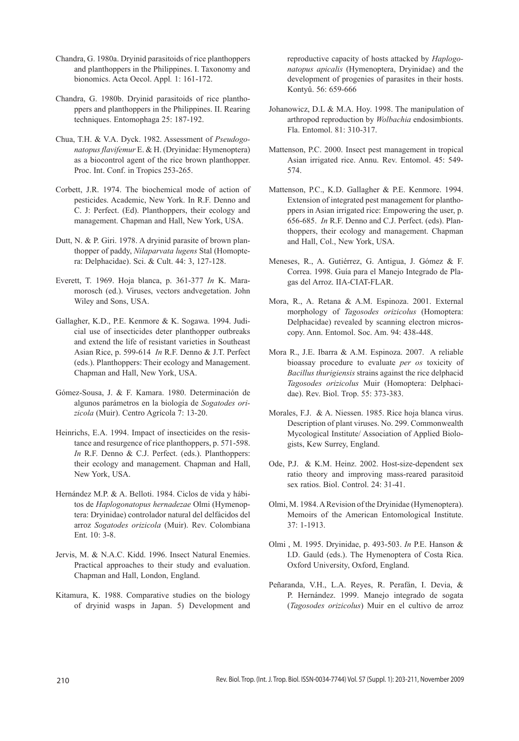Chandra, G. 1980a. Dryinid parasitoids of rice planthoppers and planthoppers in the Philippines. I. Taxonomy and bionomics. Acta Oecol. Appl*.* 1: 161-172.

Chandra, G. 1980b. Dryinid parasitoids of rice planthoppers and planthoppers in the Philippines. II. Rearing techniques. Entomophaga 25: 187-192.

Chua, T.H. & V.A. Dyck. 1982. Assessment of *Pseudogonatopus flavifemur* E. & H. (Dryinidae: Hymenoptera) as a biocontrol agent of the rice brown planthopper. Proc. Int. Conf. in Tropics 253-265.

Corbett, J.R. 1974. The biochemical mode of action of pesticides. Academic, New York. In R.F. Denno and C. J: Perfect. (Ed). Planthoppers, their ecology and management. Chapman and Hall, New York, USA.

Dutt, N. & P. Giri. 1978. A dryinid parasite of brown planthopper of paddy, *Nilaparvata lugens* Stal (Homoptera: Delphacidae). Sci. & Cult. 44: 3, 127-128.

Everett, T. 1969. Hoja blanca, p. 361-377 *In* K. Maramorosch (ed.). Viruses, vectors andvegetation. John Wiley and Sons, USA.

Gallagher, K.D., P.E. Kenmore & K. Sogawa. 1994. Judicial use of insecticides deter planthopper outbreaks and extend the life of resistant varieties in Southeast Asian Rice, p. 599-614 *In* R.F. Denno & J.T. Perfect (eds.). Planthoppers: Their ecology and Management. Chapman and Hall, New York, USA.

Gómez-Sousa, J. & F. Kamara. 1980. Determinación de algunos parámetros en la biología de *Sogatodes orizicola* (Muir). Centro Agrícola 7: 13-20.

Heinrichs, E.A. 1994. Impact of insecticides on the resistance and resurgence of rice planthoppers, p. 571-598. *In* R.F. Denno & C.J. Perfect. (eds.). Planthoppers: their ecology and management. Chapman and Hall, New York, USA.

Hernández M.P. & A. Belloti. 1984. Ciclos de vida y hábitos de *Haplogonatopus hernadezae* Olmi (Hymenoptera: Dryinidae) controlador natural del delfácidos del arroz *Sogatodes orizicola* (Muir). Rev. Colombiana Ent. 10: 3-8.

Jervis, M. & N.A.C. Kidd. 1996. Insect Natural Enemies. Practical approaches to their study and evaluation. Chapman and Hall, London, England.

Kitamura, K. 1988. Comparative studies on the biology of dryinid wasps in Japan. 5) Development and reproductive capacity of hosts attacked by *Haplogonatopus apicalis* (Hymenoptera, Dryinidae) and the development of progenies of parasites in their hosts. Kontyû. 56: 659-666

Johanowicz, D.L & M.A. Hoy. 1998. The manipulation of arthropod reproduction by *Wolbachia* endosimbionts. Fla. Entomol. 81: 310-317.

Mattenson, P.C. 2000. Insect pest management in tropical Asian irrigated rice. Annu. Rev. Entomol. 45: 549-574.

Mattenson, P.C., K.D. Gallagher & P.E. Kenmore. 1994. Extension of integrated pest management for planthoppers in Asian irrigated rice: Empowering the user, p. 656-685. *In* R.F. Denno and C.J. Perfect. (eds). Planthoppers, their ecology and management. Chapman and Hall, Col., New York, USA.

Meneses, R., A. Gutiérrez, G. Antigua, J. Gómez & F. Correa. 1998. Guía para el Manejo Integrado de Plagas del Arroz. IIA-CIAT-FLAR.

Mora, R., A. Retana & A.M. Espinoza. 2001. External morphology of *Tagosodes orizicolus* (Homoptera: Delphacidae) revealed by scanning electron microscopy. Ann. Entomol. Soc. Am. 94: 438-448.

Mora R., J.E. Ibarra & A.M. Espinoza. 2007. A reliable bioassay procedure to evaluate *per os* toxicity of *Bacillus thurigiensis* strains against the rice delphacid *Tagosodes orizicolus* Muir (Homoptera: Delphacidae). Rev. Biol. Trop. 55: 373-383.

Morales, F.J. & A. Niessen. 1985. Rice hoja blanca virus. Description of plant viruses. No. 299. Commonwealth Mycological Institute/ Association of Applied Biologists, Kew Surrey, England.

Ode, P.J. & K.M. Heinz. 2002. Host-size-dependent sex ratio theory and improving mass-reared parasitoid sex ratios. Biol. Control. 24: 31-41.

Olmi, M. 1984. A Revision of the Dryinidae (Hymenoptera). Memoirs of the American Entomological Institute. 37: 1-1913.

Olmi , M. 1995. Dryinidae, p. 493-503. *In* P.E. Hanson & I.D. Gauld (eds.). The Hymenoptera of Costa Rica. Oxford University, Oxford, England.

Peñaranda, V.H., L.A. Reyes, R. Perafán, I. Devia, & P. Hernández. 1999. Manejo integrado de sogata (*Tagosodes orizicolus*) Muir en el cultivo de arroz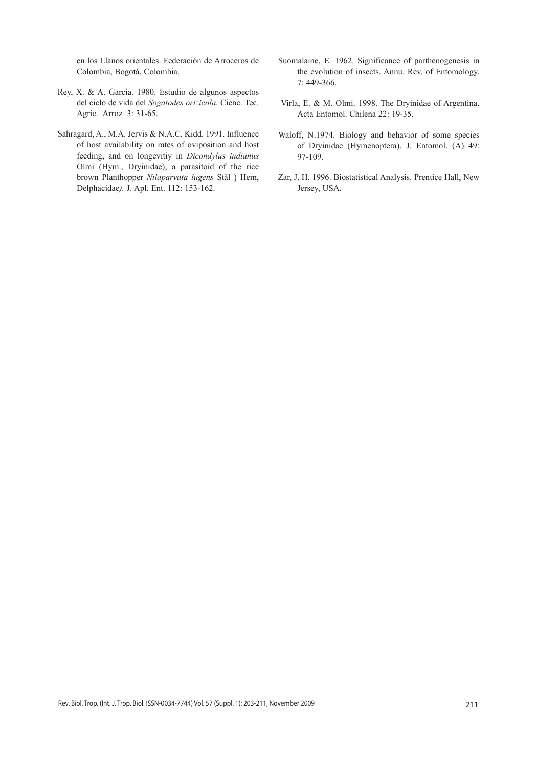en los Llanos orientales. Federación de Arroceros de Colombia, Bogotá, Colombia.

Rey, X. & A. García. 1980. Estudio de algunos aspectos del ciclo de vida del *Sogatodes orizicola.* Cienc. Tec. Agric. Arroz 3: 31-65.

Sahragard, A., M.A. Jervis & N.A.C. Kidd. 1991. Influence of host availability on rates of oviposition and host feeding, and on longevitiy in *Dicondylus indianus* Olmi (Hym., Dryinidae), a parasitoid of the rice brown Planthopper *Nilaparvata lugens* Stål ) Hem, Delphacidae*).* J. Apl. Ent. 112: 153-162.

Suomalaine, E. 1962. Significance of parthenogenesis in the evolution of insects. Annu. Rev. of Entomology. 7: 449-366.

Virla, E. & M. Olmi. 1998. The Dryinidae of Argentina. Acta Entomol. Chilena 22: 19-35.

Waloff, N.1974. Biology and behavior of some species of Dryinidae (Hymenoptera). J. Entomol. (A) 49: 97-109.

Zar, J. H. 1996. Biostatistical Analysis. Prentice Hall, New Jersey, USA.